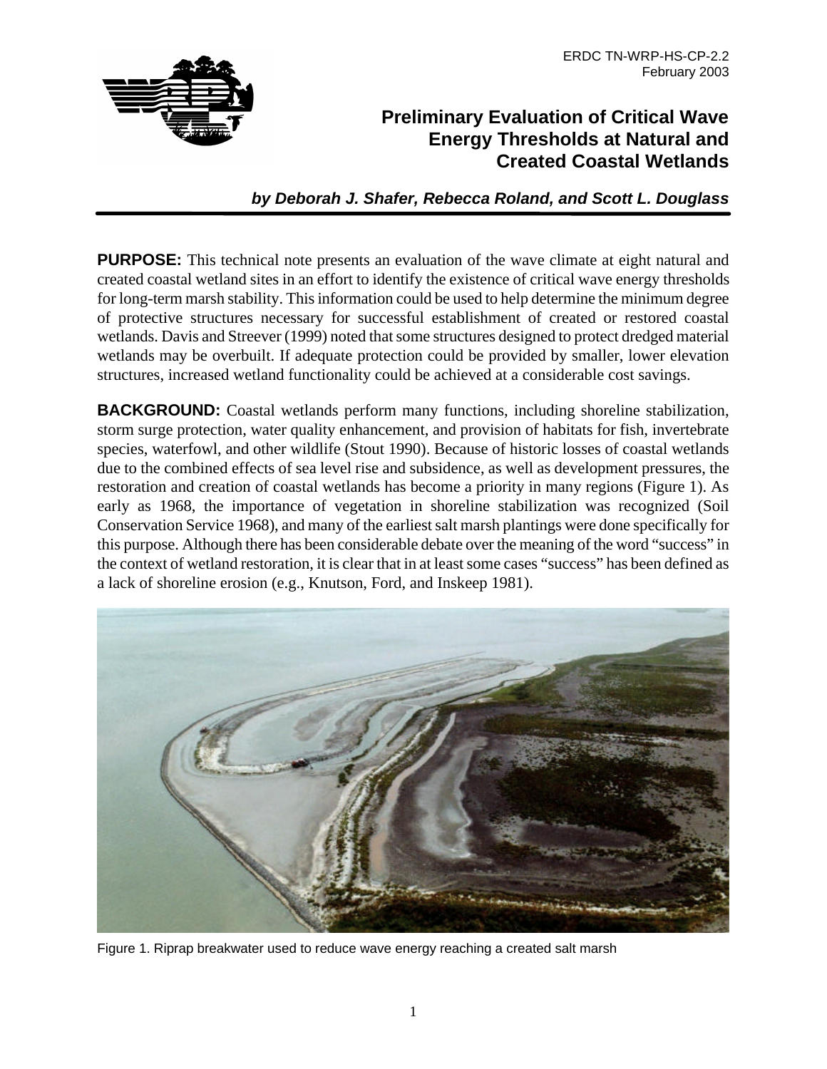ERDC TN-WRP-HS-CP-2.2
February 2003

# Preliminary Evaluation of Critical Wave Energy Thresholds at Natural and Created Coastal Wetlands

***by Deborah J. Shafer, Rebecca Roland, and Scott L. Douglass***

**PURPOSE:** This technical note presents an evaluation of the wave climate at eight natural and created coastal wetland sites in an effort to identify the existence of critical wave energy thresholds for long-term marsh stability. This information could be used to help determine the minimum degree of protective structures necessary for successful establishment of created or restored coastal wetlands. Davis and Streever (1999) noted that some structures designed to protect dredged material wetlands may be overbuilt. If adequate protection could be provided by smaller, lower elevation structures, increased wetland functionality could be achieved at a considerable cost savings.

**BACKGROUND:** Coastal wetlands perform many functions, including shoreline stabilization, storm surge protection, water quality enhancement, and provision of habitats for fish, invertebrate species, waterfowl, and other wildlife (Stout 1990). Because of historic losses of coastal wetlands due to the combined effects of sea level rise and subsidence, as well as development pressures, the restoration and creation of coastal wetlands has become a priority in many regions (Figure 1). As early as 1968, the importance of vegetation in shoreline stabilization was recognized (Soil Conservation Service 1968), and many of the earliest salt marsh plantings were done specifically for this purpose. Although there has been considerable debate over the meaning of the word "success" in the context of wetland restoration, it is clear that in at least some cases "success" has been defined as a lack of shoreline erosion (e.g., Knutson, Ford, and Inskeep 1981).

Figure 1. Riprap breakwater used to reduce wave energy reaching a created salt marsh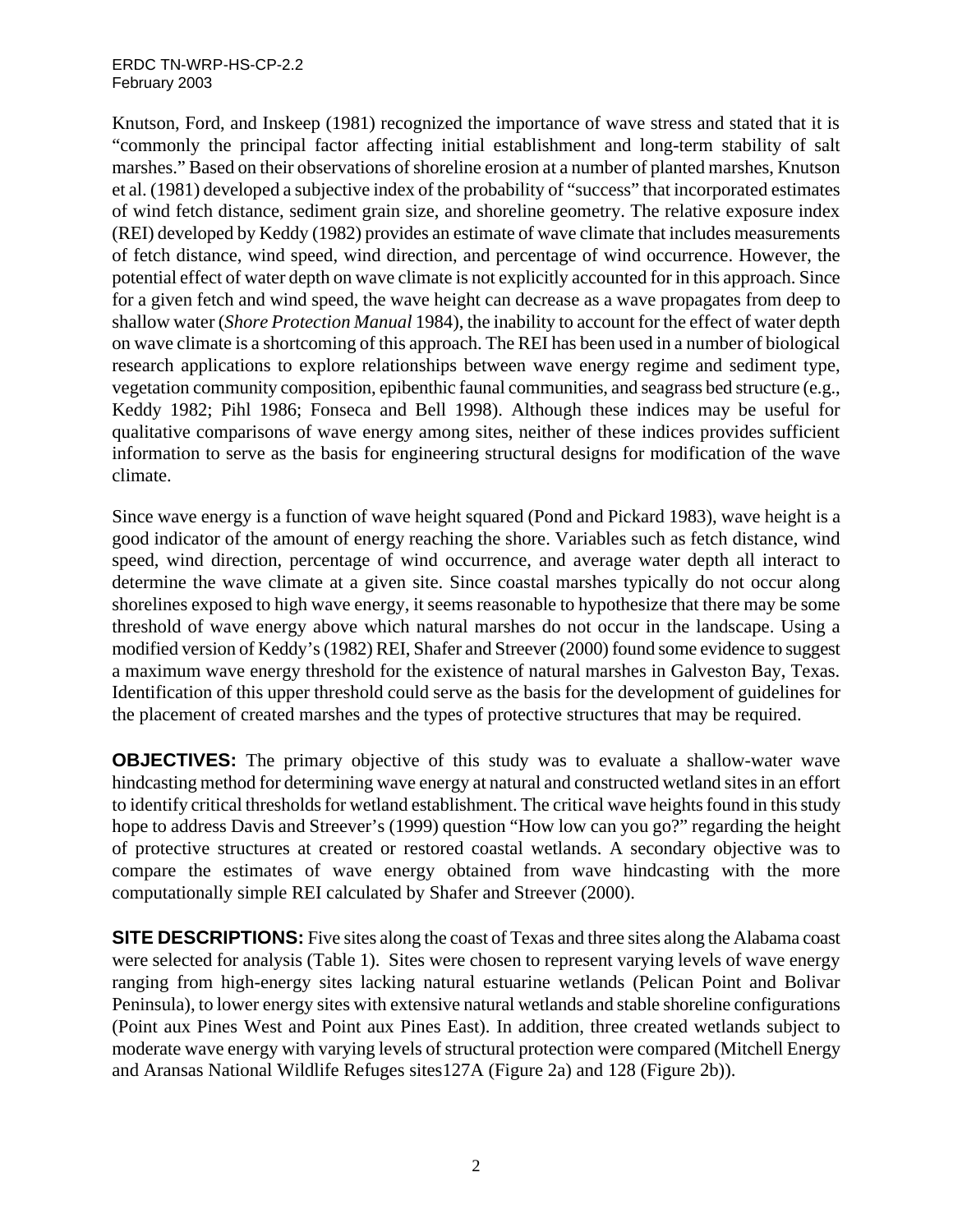Knutson, Ford, and Inskeep (1981) recognized the importance of wave stress and stated that it is "commonly the principal factor affecting initial establishment and long-term stability of salt marshes." Based on their observations of shoreline erosion at a number of planted marshes, Knutson et al. (1981) developed a subjective index of the probability of "success" that incorporated estimates of wind fetch distance, sediment grain size, and shoreline geometry. The relative exposure index (REI) developed by Keddy (1982) provides an estimate of wave climate that includes measurements of fetch distance, wind speed, wind direction, and percentage of wind occurrence. However, the potential effect of water depth on wave climate is not explicitly accounted for in this approach. Since for a given fetch and wind speed, the wave height can decrease as a wave propagates from deep to shallow water (*Shore Protection Manual* 1984), the inability to account for the effect of water depth on wave climate is a shortcoming of this approach. The REI has been used in a number of biological research applications to explore relationships between wave energy regime and sediment type, vegetation community composition, epibenthic faunal communities, and seagrass bed structure (e.g., Keddy 1982; Pihl 1986; Fonseca and Bell 1998). Although these indices may be useful for qualitative comparisons of wave energy among sites, neither of these indices provides sufficient information to serve as the basis for engineering structural designs for modification of the wave climate.

Since wave energy is a function of wave height squared (Pond and Pickard 1983), wave height is a good indicator of the amount of energy reaching the shore. Variables such as fetch distance, wind speed, wind direction, percentage of wind occurrence, and average water depth all interact to determine the wave climate at a given site. Since coastal marshes typically do not occur along shorelines exposed to high wave energy, it seems reasonable to hypothesize that there may be some threshold of wave energy above which natural marshes do not occur in the landscape. Using a modified version of Keddy's (1982) REI, Shafer and Streever (2000) found some evidence to suggest a maximum wave energy threshold for the existence of natural marshes in Galveston Bay, Texas. Identification of this upper threshold could serve as the basis for the development of guidelines for the placement of created marshes and the types of protective structures that may be required.

**OBJECTIVES:** The primary objective of this study was to evaluate a shallow-water wave hindcasting method for determining wave energy at natural and constructed wetland sites in an effort to identify critical thresholds for wetland establishment. The critical wave heights found in this study hope to address Davis and Streever's (1999) question "How low can you go?" regarding the height of protective structures at created or restored coastal wetlands. A secondary objective was to compare the estimates of wave energy obtained from wave hindcasting with the more computationally simple REI calculated by Shafer and Streever (2000).

**SITE DESCRIPTIONS:** Five sites along the coast of Texas and three sites along the Alabama coast were selected for analysis (Table 1). Sites were chosen to represent varying levels of wave energy ranging from high-energy sites lacking natural estuarine wetlands (Pelican Point and Bolivar Peninsula), to lower energy sites with extensive natural wetlands and stable shoreline configurations (Point aux Pines West and Point aux Pines East). In addition, three created wetlands subject to moderate wave energy with varying levels of structural protection were compared (Mitchell Energy and Aransas National Wildlife Refuges sites127A (Figure 2a) and 128 (Figure 2b)).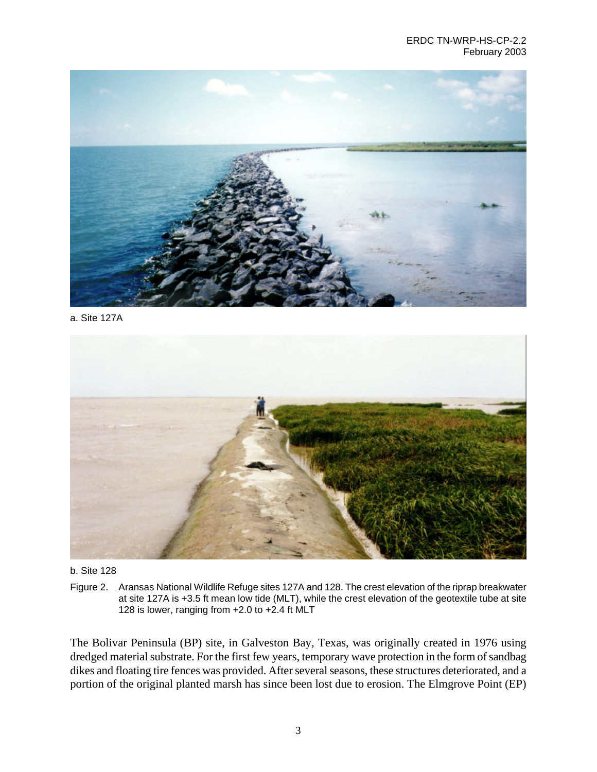a. Site 127A

b. Site 128

Figure 2. Aransas National Wildlife Refuge sites 127A and 128. The crest elevation of the riprap breakwater at site 127A is +3.5 ft mean low tide (MLT), while the crest elevation of the geotextile tube at site 128 is lower, ranging from +2.0 to +2.4 ft MLT

The Bolivar Peninsula (BP) site, in Galveston Bay, Texas, was originally created in 1976 using dredged material substrate. For the first few years, temporary wave protection in the form of sandbag dikes and floating tire fences was provided. After several seasons, these structures deteriorated, and a portion of the original planted marsh has since been lost due to erosion. The Elmgrove Point (EP)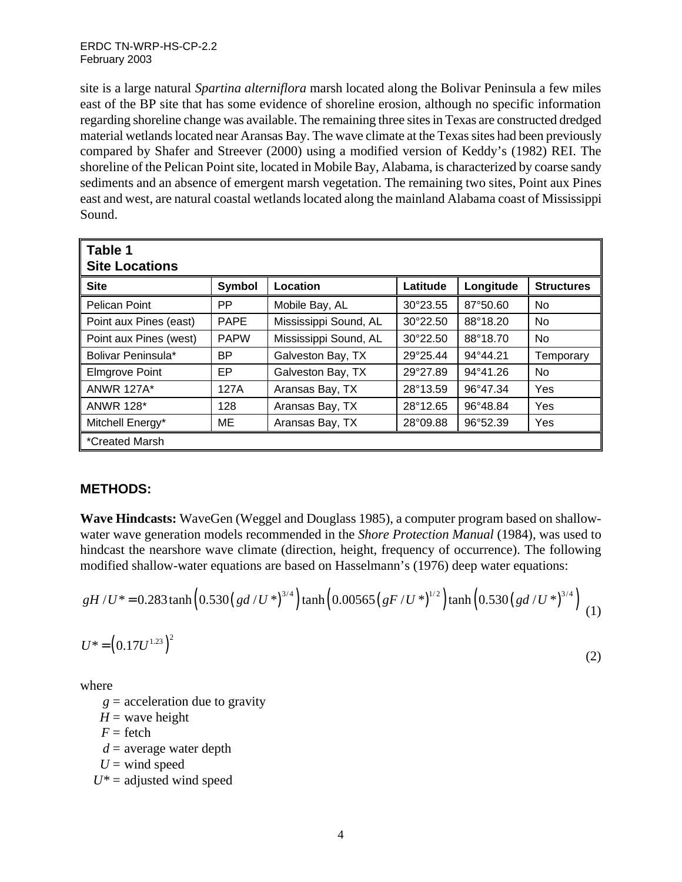site is a large natural *Spartina alterniflora* marsh located along the Bolivar Peninsula a few miles east of the BP site that has some evidence of shoreline erosion, although no specific information regarding shoreline change was available. The remaining three sites in Texas are constructed dredged material wetlands located near Aransas Bay. The wave climate at the Texas sites had been previously compared by Shafer and Streever (2000) using a modified version of Keddy's (1982) REI. The shoreline of the Pelican Point site, located in Mobile Bay, Alabama, is characterized by coarse sandy sediments and an absence of emergent marsh vegetation. The remaining two sites, Point aux Pines east and west, are natural coastal wetlands located along the mainland Alabama coast of Mississippi Sound.

**Table 1**
**Site Locations**

| Site | Symbol | Location | Latitude | Longitude | Structures |
|---|---|---|---|---|---|
| Pelican Point | PP | Mobile Bay, AL | 30°23.55 | 87°50.60 | No |
| Point aux Pines (east) | PAPE | Mississippi Sound, AL | 30°22.50 | 88°18.20 | No |
| Point aux Pines (west) | PAPW | Mississippi Sound, AL | 30°22.50 | 88°18.70 | No |
| Bolivar Peninsula* | BP | Galveston Bay, TX | 29°25.44 | 94°44.21 | Temporary |
| Elmgrove Point | EP | Galveston Bay, TX | 29°27.89 | 94°41.26 | No |
| ANWR 127A* | 127A | Aransas Bay, TX | 28°13.59 | 96°47.34 | Yes |
| ANWR 128* | 128 | Aransas Bay, TX | 28°12.65 | 96°48.84 | Yes |
| Mitchell Energy* | ME | Aransas Bay, TX | 28°09.88 | 96°52.39 | Yes |
| *Created Marsh | | | | | |

## METHODS:

**Wave Hindcasts:** WaveGen (Weggel and Douglass 1985), a computer program based on shallow-water wave generation models recommended in the *Shore Protection Manual* (1984), was used to hindcast the nearshore wave climate (direction, height, frequency of occurrence). The following modified shallow-water equations are based on Hasselmann's (1976) deep water equations:

$$gH/U^* = 0.283 \tanh\left(0.530\left(gd/U^*\right)^{3/4}\right) \tanh\left(0.00565\left(gF/U^*\right)^{1/2}\right) \tanh\left(0.530\left(gd/U^*\right)^{3/4}\right) \tag{1}$$

$$U^* = \left(0.17U^{1.23}\right)^2 \tag{2}$$

where

$g$ = acceleration due to gravity
$H$ = wave height
$F$ = fetch
$d$ = average water depth
$U$ = wind speed
$U^*$ = adjusted wind speed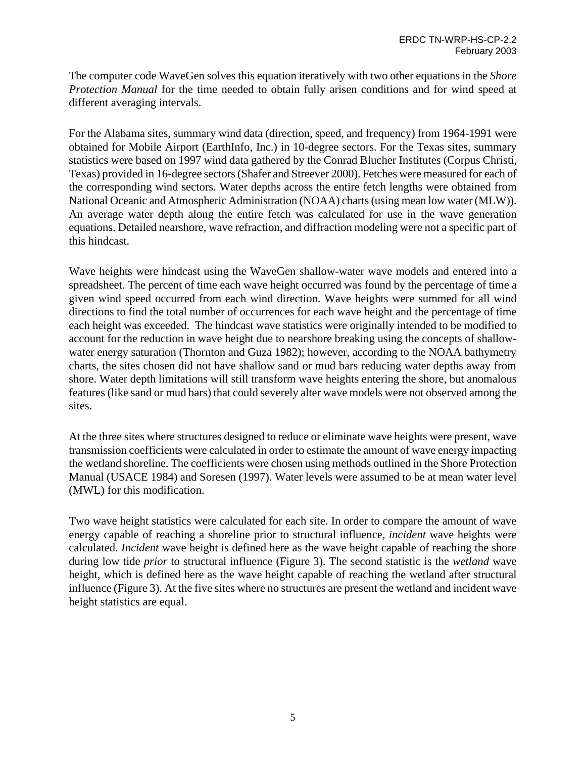The computer code WaveGen solves this equation iteratively with two other equations in the *Shore Protection Manual* for the time needed to obtain fully arisen conditions and for wind speed at different averaging intervals.

For the Alabama sites, summary wind data (direction, speed, and frequency) from 1964-1991 were obtained for Mobile Airport (EarthInfo, Inc.) in 10-degree sectors. For the Texas sites, summary statistics were based on 1997 wind data gathered by the Conrad Blucher Institutes (Corpus Christi, Texas) provided in 16-degree sectors (Shafer and Streever 2000). Fetches were measured for each of the corresponding wind sectors. Water depths across the entire fetch lengths were obtained from National Oceanic and Atmospheric Administration (NOAA) charts (using mean low water (MLW)). An average water depth along the entire fetch was calculated for use in the wave generation equations. Detailed nearshore, wave refraction, and diffraction modeling were not a specific part of this hindcast.

Wave heights were hindcast using the WaveGen shallow-water wave models and entered into a spreadsheet. The percent of time each wave height occurred was found by the percentage of time a given wind speed occurred from each wind direction. Wave heights were summed for all wind directions to find the total number of occurrences for each wave height and the percentage of time each height was exceeded. The hindcast wave statistics were originally intended to be modified to account for the reduction in wave height due to nearshore breaking using the concepts of shallow-water energy saturation (Thornton and Guza 1982); however, according to the NOAA bathymetry charts, the sites chosen did not have shallow sand or mud bars reducing water depths away from shore. Water depth limitations will still transform wave heights entering the shore, but anomalous features (like sand or mud bars) that could severely alter wave models were not observed among the sites.

At the three sites where structures designed to reduce or eliminate wave heights were present, wave transmission coefficients were calculated in order to estimate the amount of wave energy impacting the wetland shoreline. The coefficients were chosen using methods outlined in the Shore Protection Manual (USACE 1984) and Soresen (1997). Water levels were assumed to be at mean water level (MWL) for this modification.

Two wave height statistics were calculated for each site. In order to compare the amount of wave energy capable of reaching a shoreline prior to structural influence, *incident* wave heights were calculated. *Incident* wave height is defined here as the wave height capable of reaching the shore during low tide *prior* to structural influence (Figure 3). The second statistic is the *wetland* wave height, which is defined here as the wave height capable of reaching the wetland after structural influence (Figure 3). At the five sites where no structures are present the wetland and incident wave height statistics are equal.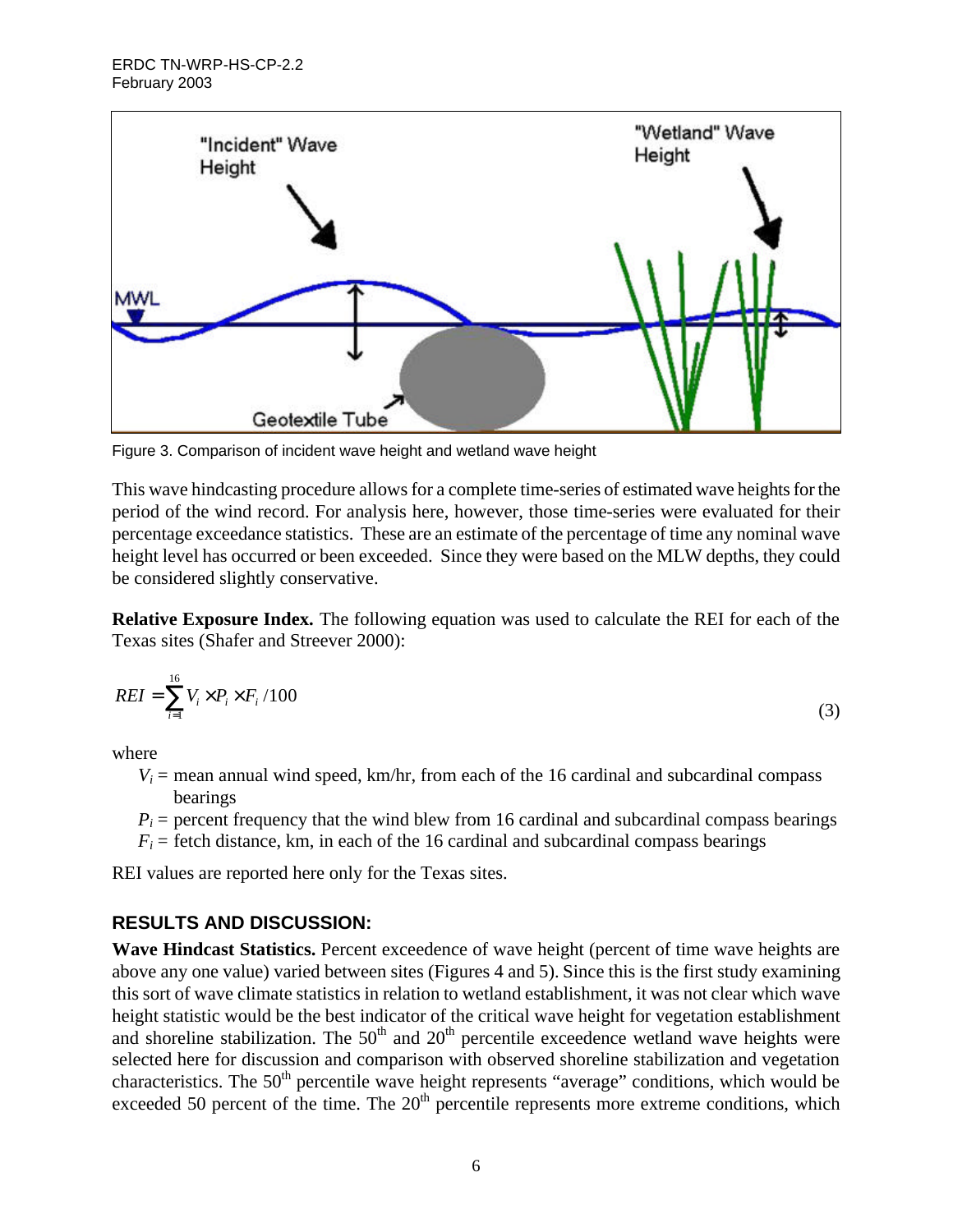Figure 3. Comparison of incident wave height and wetland wave height

This wave hindcasting procedure allows for a complete time-series of estimated wave heights for the period of the wind record. For analysis here, however, those time-series were evaluated for their percentage exceedance statistics. These are an estimate of the percentage of time any nominal wave height level has occurred or been exceeded. Since they were based on the MLW depths, they could be considered slightly conservative.

**Relative Exposure Index.** The following equation was used to calculate the REI for each of the Texas sites (Shafer and Streever 2000):

$$REI = \sum_{i=1}^{16} V_i \times P_i \times F_i / 100 \tag{3}$$

where

- $V_i$ = mean annual wind speed, km/hr, from each of the 16 cardinal and subcardinal compass bearings
- $P_i$ = percent frequency that the wind blew from 16 cardinal and subcardinal compass bearings
- $F_i$ = fetch distance, km, in each of the 16 cardinal and subcardinal compass bearings

REI values are reported here only for the Texas sites.

## RESULTS AND DISCUSSION:

**Wave Hindcast Statistics.** Percent exceedence of wave height (percent of time wave heights are above any one value) varied between sites (Figures 4 and 5). Since this is the first study examining this sort of wave climate statistics in relation to wetland establishment, it was not clear which wave height statistic would be the best indicator of the critical wave height for vegetation establishment and shoreline stabilization. The 50th and 20th percentile exceedence wetland wave heights were selected here for discussion and comparison with observed shoreline stabilization and vegetation characteristics. The 50th percentile wave height represents "average" conditions, which would be exceeded 50 percent of the time. The 20th percentile represents more extreme conditions, which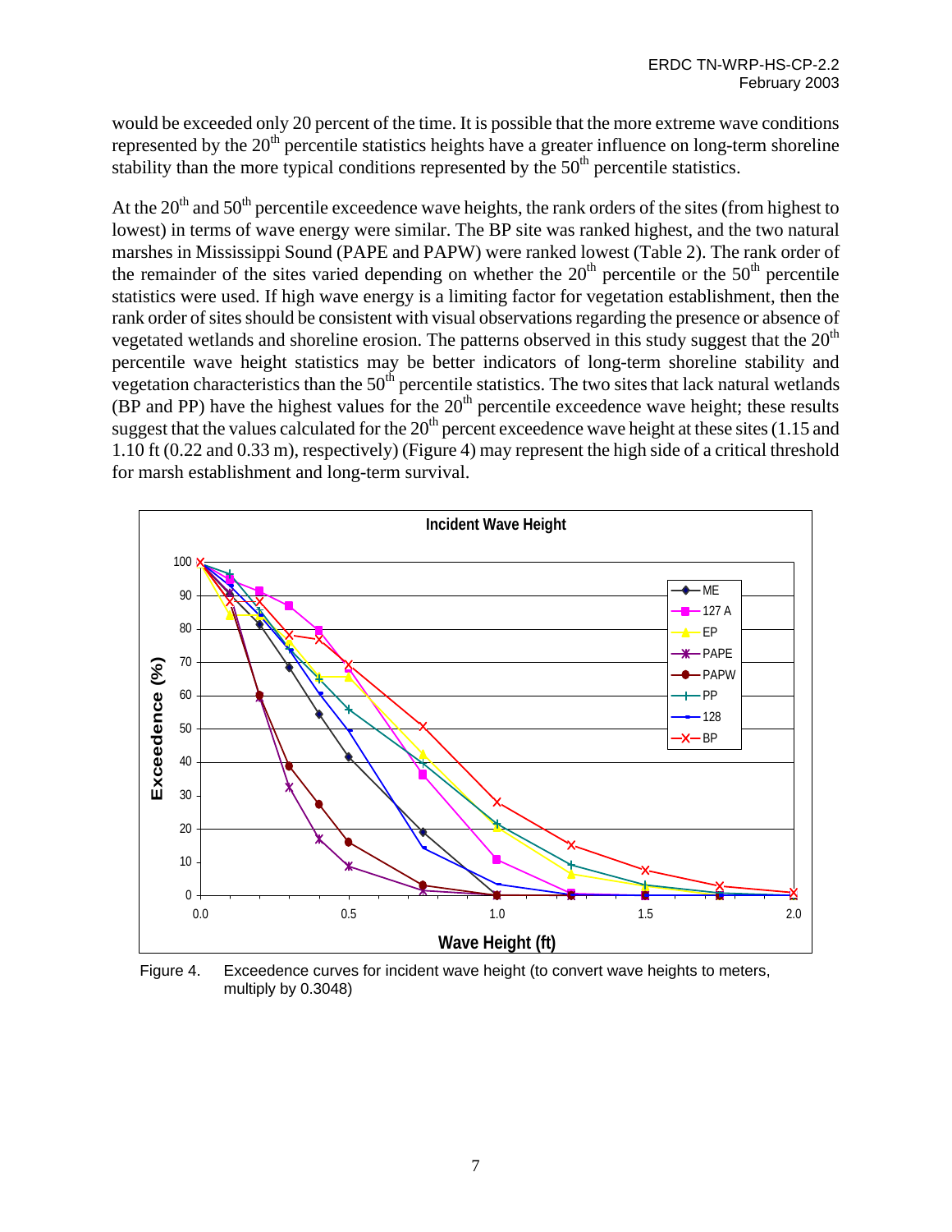would be exceeded only 20 percent of the time. It is possible that the more extreme wave conditions represented by the 20th percentile statistics heights have a greater influence on long-term shoreline stability than the more typical conditions represented by the 50th percentile statistics.

At the 20th and 50th percentile exceedence wave heights, the rank orders of the sites (from highest to lowest) in terms of wave energy were similar. The BP site was ranked highest, and the two natural marshes in Mississippi Sound (PAPE and PAPW) were ranked lowest (Table 2). The rank order of the remainder of the sites varied depending on whether the 20th percentile or the 50th percentile statistics were used. If high wave energy is a limiting factor for vegetation establishment, then the rank order of sites should be consistent with visual observations regarding the presence or absence of vegetated wetlands and shoreline erosion. The patterns observed in this study suggest that the 20th percentile wave height statistics may be better indicators of long-term shoreline stability and vegetation characteristics than the 50th percentile statistics. The two sites that lack natural wetlands (BP and PP) have the highest values for the 20th percentile exceedence wave height; these results suggest that the values calculated for the 20th percent exceedence wave height at these sites (1.15 and 1.10 ft (0.22 and 0.33 m), respectively) (Figure 4) may represent the high side of a critical threshold for marsh establishment and long-term survival.

Figure 4. Exceedence curves for incident wave height (to convert wave heights to meters, multiply by 0.3048)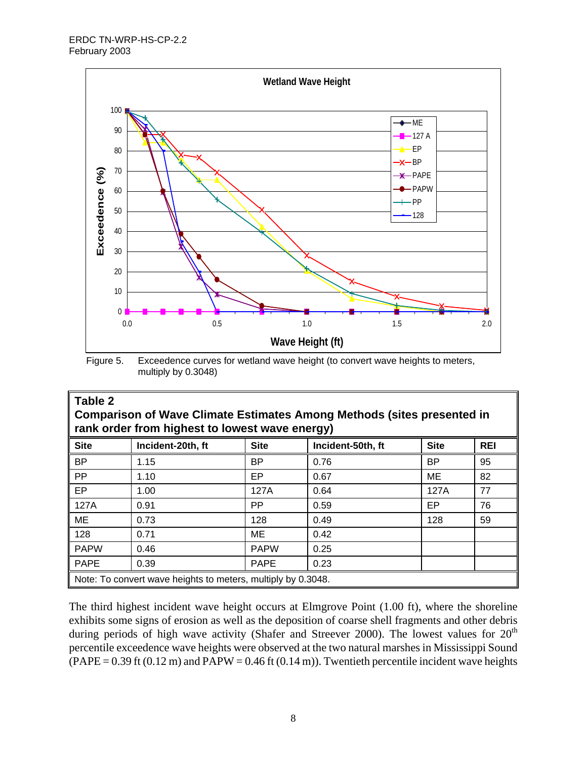Figure 5. Exceedence curves for wetland wave height (to convert wave heights to meters, multiply by 0.3048)

**Table 2**
**Comparison of Wave Climate Estimates Among Methods (sites presented in rank order from highest to lowest wave energy)**

| Site | Incident-20th, ft | Site | Incident-50th, ft | Site | REI |
|---|---|---|---|---|---|
| BP | 1.15 | BP | 0.76 | BP | 95 |
| PP | 1.10 | EP | 0.67 | ME | 82 |
| EP | 1.00 | 127A | 0.64 | 127A | 77 |
| 127A | 0.91 | PP | 0.59 | EP | 76 |
| ME | 0.73 | 128 | 0.49 | 128 | 59 |
| 128 | 0.71 | ME | 0.42 | | |
| PAPW | 0.46 | PAPW | 0.25 | | |
| PAPE | 0.39 | PAPE | 0.23 | | |
| Note: To convert wave heights to meters, multiply by 0.3048. | | | | | |

The third highest incident wave height occurs at Elmgrove Point (1.00 ft), where the shoreline exhibits some signs of erosion as well as the deposition of coarse shell fragments and other debris during periods of high wave activity (Shafer and Streever 2000). The lowest values for 20$^{th}$ percentile exceedence wave heights were observed at the two natural marshes in Mississippi Sound (PAPE = 0.39 ft (0.12 m) and PAPW = 0.46 ft (0.14 m)). Twentieth percentile incident wave heights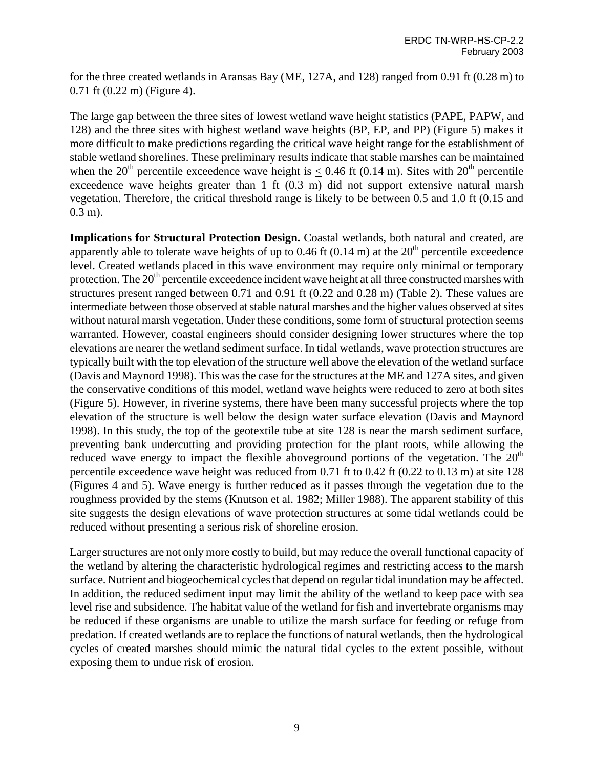for the three created wetlands in Aransas Bay (ME, 127A, and 128) ranged from 0.91 ft (0.28 m) to 0.71 ft (0.22 m) (Figure 4).

The large gap between the three sites of lowest wetland wave height statistics (PAPE, PAPW, and 128) and the three sites with highest wetland wave heights (BP, EP, and PP) (Figure 5) makes it more difficult to make predictions regarding the critical wave height range for the establishment of stable wetland shorelines. These preliminary results indicate that stable marshes can be maintained when the 20th percentile exceedence wave height is $\leq$ 0.46 ft (0.14 m). Sites with 20th percentile exceedence wave heights greater than 1 ft (0.3 m) did not support extensive natural marsh vegetation. Therefore, the critical threshold range is likely to be between 0.5 and 1.0 ft (0.15 and 0.3 m).

**Implications for Structural Protection Design.** Coastal wetlands, both natural and created, are apparently able to tolerate wave heights of up to 0.46 ft (0.14 m) at the 20th percentile exceedence level. Created wetlands placed in this wave environment may require only minimal or temporary protection. The 20th percentile exceedence incident wave height at all three constructed marshes with structures present ranged between 0.71 and 0.91 ft (0.22 and 0.28 m) (Table 2). These values are intermediate between those observed at stable natural marshes and the higher values observed at sites without natural marsh vegetation. Under these conditions, some form of structural protection seems warranted. However, coastal engineers should consider designing lower structures where the top elevations are nearer the wetland sediment surface. In tidal wetlands, wave protection structures are typically built with the top elevation of the structure well above the elevation of the wetland surface (Davis and Maynord 1998). This was the case for the structures at the ME and 127A sites, and given the conservative conditions of this model, wetland wave heights were reduced to zero at both sites (Figure 5). However, in riverine systems, there have been many successful projects where the top elevation of the structure is well below the design water surface elevation (Davis and Maynord 1998). In this study, the top of the geotextile tube at site 128 is near the marsh sediment surface, preventing bank undercutting and providing protection for the plant roots, while allowing the reduced wave energy to impact the flexible aboveground portions of the vegetation. The 20th percentile exceedence wave height was reduced from 0.71 ft to 0.42 ft (0.22 to 0.13 m) at site 128 (Figures 4 and 5). Wave energy is further reduced as it passes through the vegetation due to the roughness provided by the stems (Knutson et al. 1982; Miller 1988). The apparent stability of this site suggests the design elevations of wave protection structures at some tidal wetlands could be reduced without presenting a serious risk of shoreline erosion.

Larger structures are not only more costly to build, but may reduce the overall functional capacity of the wetland by altering the characteristic hydrological regimes and restricting access to the marsh surface. Nutrient and biogeochemical cycles that depend on regular tidal inundation may be affected. In addition, the reduced sediment input may limit the ability of the wetland to keep pace with sea level rise and subsidence. The habitat value of the wetland for fish and invertebrate organisms may be reduced if these organisms are unable to utilize the marsh surface for feeding or refuge from predation. If created wetlands are to replace the functions of natural wetlands, then the hydrological cycles of created marshes should mimic the natural tidal cycles to the extent possible, without exposing them to undue risk of erosion.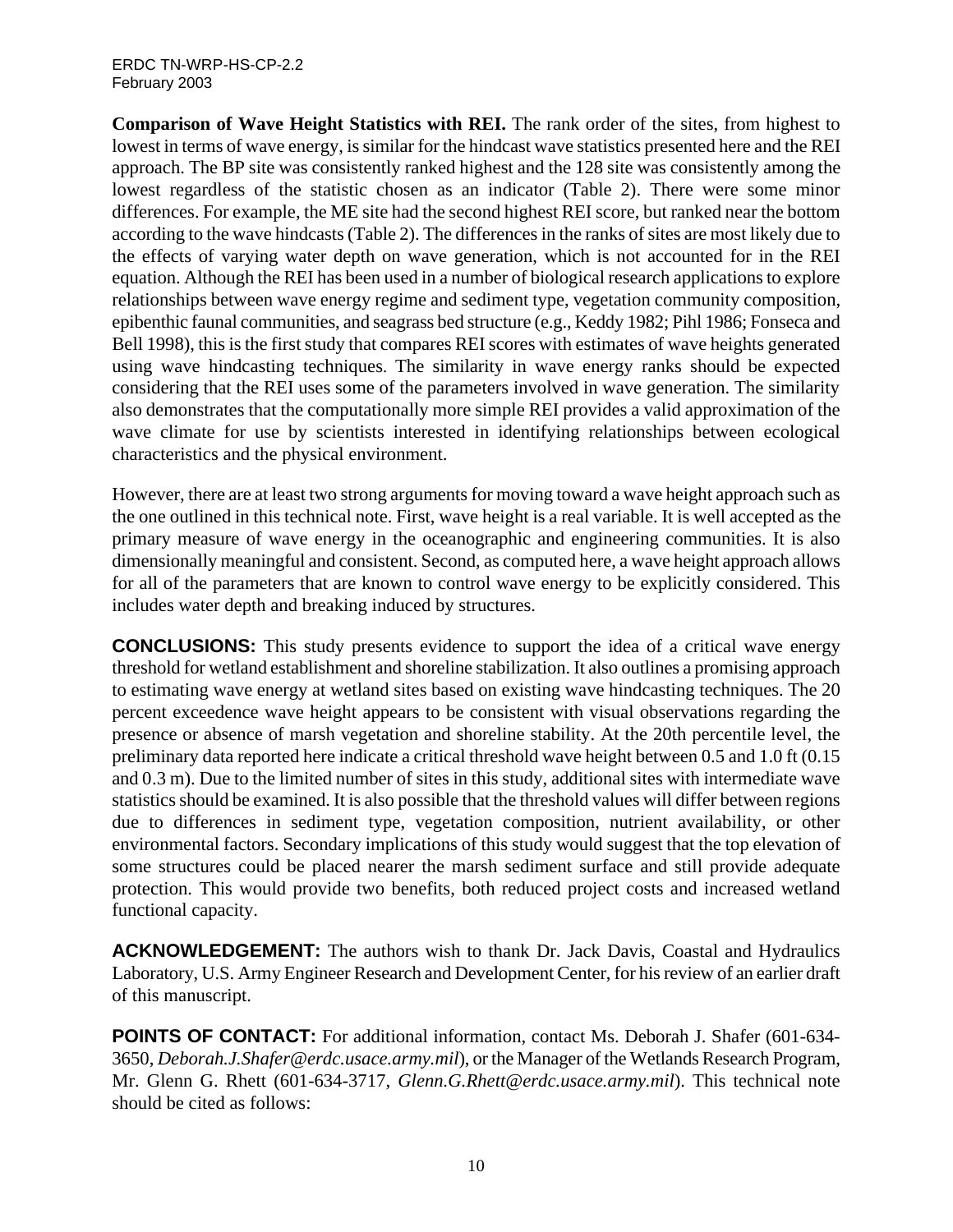**Comparison of Wave Height Statistics with REI.** The rank order of the sites, from highest to lowest in terms of wave energy, is similar for the hindcast wave statistics presented here and the REI approach. The BP site was consistently ranked highest and the 128 site was consistently among the lowest regardless of the statistic chosen as an indicator (Table 2). There were some minor differences. For example, the ME site had the second highest REI score, but ranked near the bottom according to the wave hindcasts (Table 2). The differences in the ranks of sites are most likely due to the effects of varying water depth on wave generation, which is not accounted for in the REI equation. Although the REI has been used in a number of biological research applications to explore relationships between wave energy regime and sediment type, vegetation community composition, epibenthic faunal communities, and seagrass bed structure (e.g., Keddy 1982; Pihl 1986; Fonseca and Bell 1998), this is the first study that compares REI scores with estimates of wave heights generated using wave hindcasting techniques. The similarity in wave energy ranks should be expected considering that the REI uses some of the parameters involved in wave generation. The similarity also demonstrates that the computationally more simple REI provides a valid approximation of the wave climate for use by scientists interested in identifying relationships between ecological characteristics and the physical environment.

However, there are at least two strong arguments for moving toward a wave height approach such as the one outlined in this technical note. First, wave height is a real variable. It is well accepted as the primary measure of wave energy in the oceanographic and engineering communities. It is also dimensionally meaningful and consistent. Second, as computed here, a wave height approach allows for all of the parameters that are known to control wave energy to be explicitly considered. This includes water depth and breaking induced by structures.

**CONCLUSIONS:** This study presents evidence to support the idea of a critical wave energy threshold for wetland establishment and shoreline stabilization. It also outlines a promising approach to estimating wave energy at wetland sites based on existing wave hindcasting techniques. The 20 percent exceedence wave height appears to be consistent with visual observations regarding the presence or absence of marsh vegetation and shoreline stability. At the 20th percentile level, the preliminary data reported here indicate a critical threshold wave height between 0.5 and 1.0 ft (0.15 and 0.3 m). Due to the limited number of sites in this study, additional sites with intermediate wave statistics should be examined. It is also possible that the threshold values will differ between regions due to differences in sediment type, vegetation composition, nutrient availability, or other environmental factors. Secondary implications of this study would suggest that the top elevation of some structures could be placed nearer the marsh sediment surface and still provide adequate protection. This would provide two benefits, both reduced project costs and increased wetland functional capacity.

**ACKNOWLEDGEMENT:** The authors wish to thank Dr. Jack Davis, Coastal and Hydraulics Laboratory, U.S. Army Engineer Research and Development Center, for his review of an earlier draft of this manuscript.

**POINTS OF CONTACT:** For additional information, contact Ms. Deborah J. Shafer (601-634-3650, *Deborah.J.Shafer@erdc.usace.army.mil*), or the Manager of the Wetlands Research Program, Mr. Glenn G. Rhett (601-634-3717, *Glenn.G.Rhett@erdc.usace.army.mil*). This technical note should be cited as follows: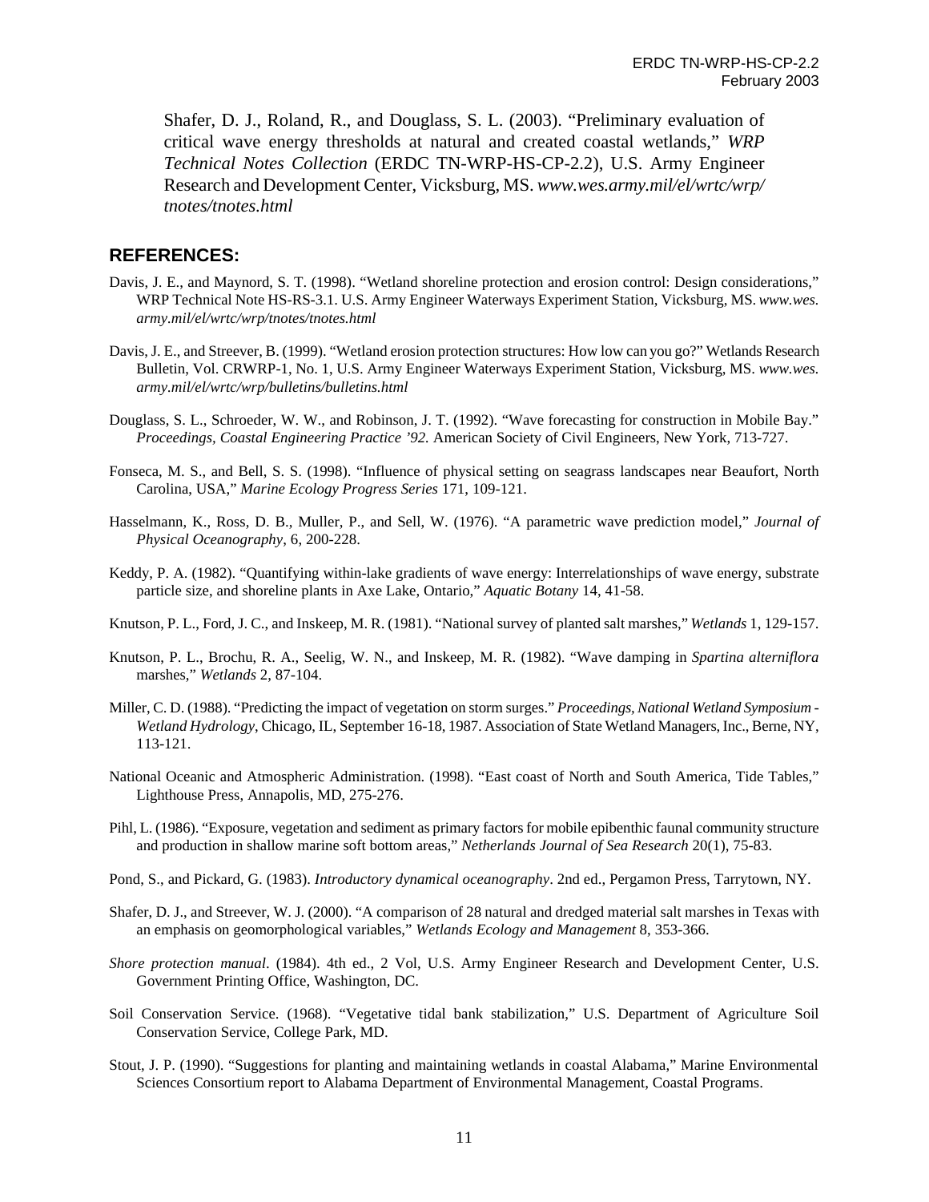Shafer, D. J., Roland, R., and Douglass, S. L. (2003). "Preliminary evaluation of critical wave energy thresholds at natural and created coastal wetlands," *WRP Technical Notes Collection* (ERDC TN-WRP-HS-CP-2.2), U.S. Army Engineer Research and Development Center, Vicksburg, MS. *www.wes.army.mil/el/wrtc/wrp/tnotes/tnotes.html*

## REFERENCES:

Davis, J. E., and Maynord, S. T. (1998). "Wetland shoreline protection and erosion control: Design considerations," WRP Technical Note HS-RS-3.1. U.S. Army Engineer Waterways Experiment Station, Vicksburg, MS. *www.wes.army.mil/el/wrtc/wrp/tnotes/tnotes.html*

Davis, J. E., and Streever, B. (1999). "Wetland erosion protection structures: How low can you go?" Wetlands Research Bulletin, Vol. CRWRP-1, No. 1, U.S. Army Engineer Waterways Experiment Station, Vicksburg, MS. *www.wes.army.mil/el/wrtc/wrp/bulletins/bulletins.html*

Douglass, S. L., Schroeder, W. W., and Robinson, J. T. (1992). "Wave forecasting for construction in Mobile Bay." *Proceedings, Coastal Engineering Practice '92.* American Society of Civil Engineers, New York, 713-727.

Fonseca, M. S., and Bell, S. S. (1998). "Influence of physical setting on seagrass landscapes near Beaufort, North Carolina, USA," *Marine Ecology Progress Series* 171, 109-121.

Hasselmann, K., Ross, D. B., Muller, P., and Sell, W. (1976). "A parametric wave prediction model," *Journal of Physical Oceanography*, 6, 200-228.

Keddy, P. A. (1982). "Quantifying within-lake gradients of wave energy: Interrelationships of wave energy, substrate particle size, and shoreline plants in Axe Lake, Ontario," *Aquatic Botany* 14, 41-58.

Knutson, P. L., Ford, J. C., and Inskeep, M. R. (1981). "National survey of planted salt marshes," *Wetlands* 1, 129-157.

Knutson, P. L., Brochu, R. A., Seelig, W. N., and Inskeep, M. R. (1982). "Wave damping in *Spartina alterniflora* marshes," *Wetlands* 2, 87-104.

Miller, C. D. (1988). "Predicting the impact of vegetation on storm surges." *Proceedings, National Wetland Symposium - Wetland Hydrology*, Chicago, IL, September 16-18, 1987. Association of State Wetland Managers, Inc., Berne, NY, 113-121.

National Oceanic and Atmospheric Administration. (1998). "East coast of North and South America, Tide Tables," Lighthouse Press, Annapolis, MD, 275-276.

Pihl, L. (1986). "Exposure, vegetation and sediment as primary factors for mobile epibenthic faunal community structure and production in shallow marine soft bottom areas," *Netherlands Journal of Sea Research* 20(1), 75-83.

Pond, S., and Pickard, G. (1983). *Introductory dynamical oceanography*. 2nd ed., Pergamon Press, Tarrytown, NY.

Shafer, D. J., and Streever, W. J. (2000). "A comparison of 28 natural and dredged material salt marshes in Texas with an emphasis on geomorphological variables," *Wetlands Ecology and Management* 8, 353-366.

*Shore protection manual*. (1984). 4th ed., 2 Vol, U.S. Army Engineer Research and Development Center, U.S. Government Printing Office, Washington, DC.

Soil Conservation Service. (1968). "Vegetative tidal bank stabilization," U.S. Department of Agriculture Soil Conservation Service, College Park, MD.

Stout, J. P. (1990). "Suggestions for planting and maintaining wetlands in coastal Alabama," Marine Environmental Sciences Consortium report to Alabama Department of Environmental Management, Coastal Programs.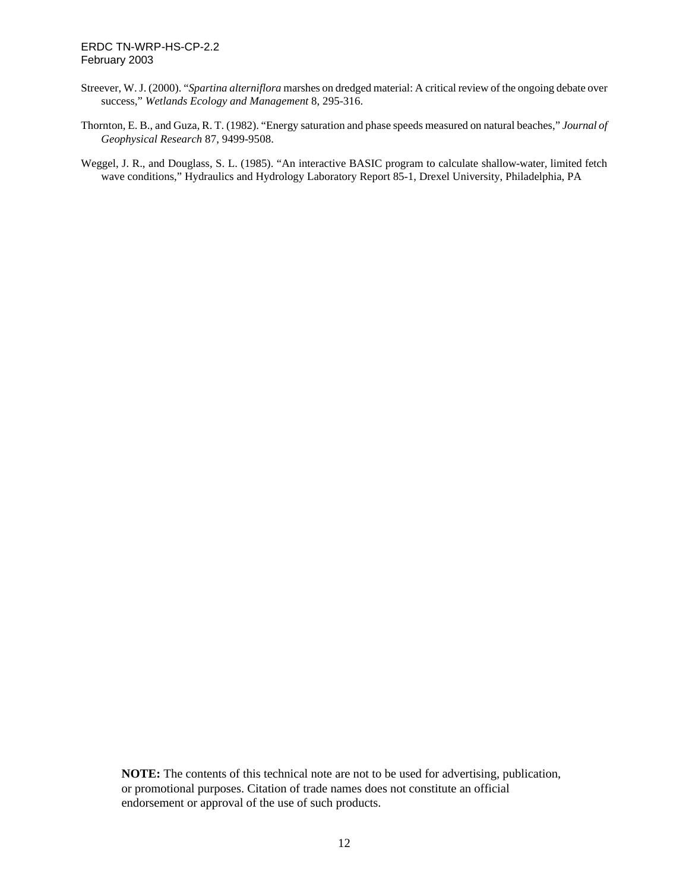Streever, W. J. (2000). "*Spartina alterniflora* marshes on dredged material: A critical review of the ongoing debate over success," *Wetlands Ecology and Management* 8, 295-316.

Thornton, E. B., and Guza, R. T. (1982). "Energy saturation and phase speeds measured on natural beaches," *Journal of Geophysical Research* 87, 9499-9508.

Weggel, J. R., and Douglass, S. L. (1985). "An interactive BASIC program to calculate shallow-water, limited fetch wave conditions," Hydraulics and Hydrology Laboratory Report 85-1, Drexel University, Philadelphia, PA

**NOTE:** The contents of this technical note are not to be used for advertising, publication, or promotional purposes. Citation of trade names does not constitute an official endorsement or approval of the use of such products.